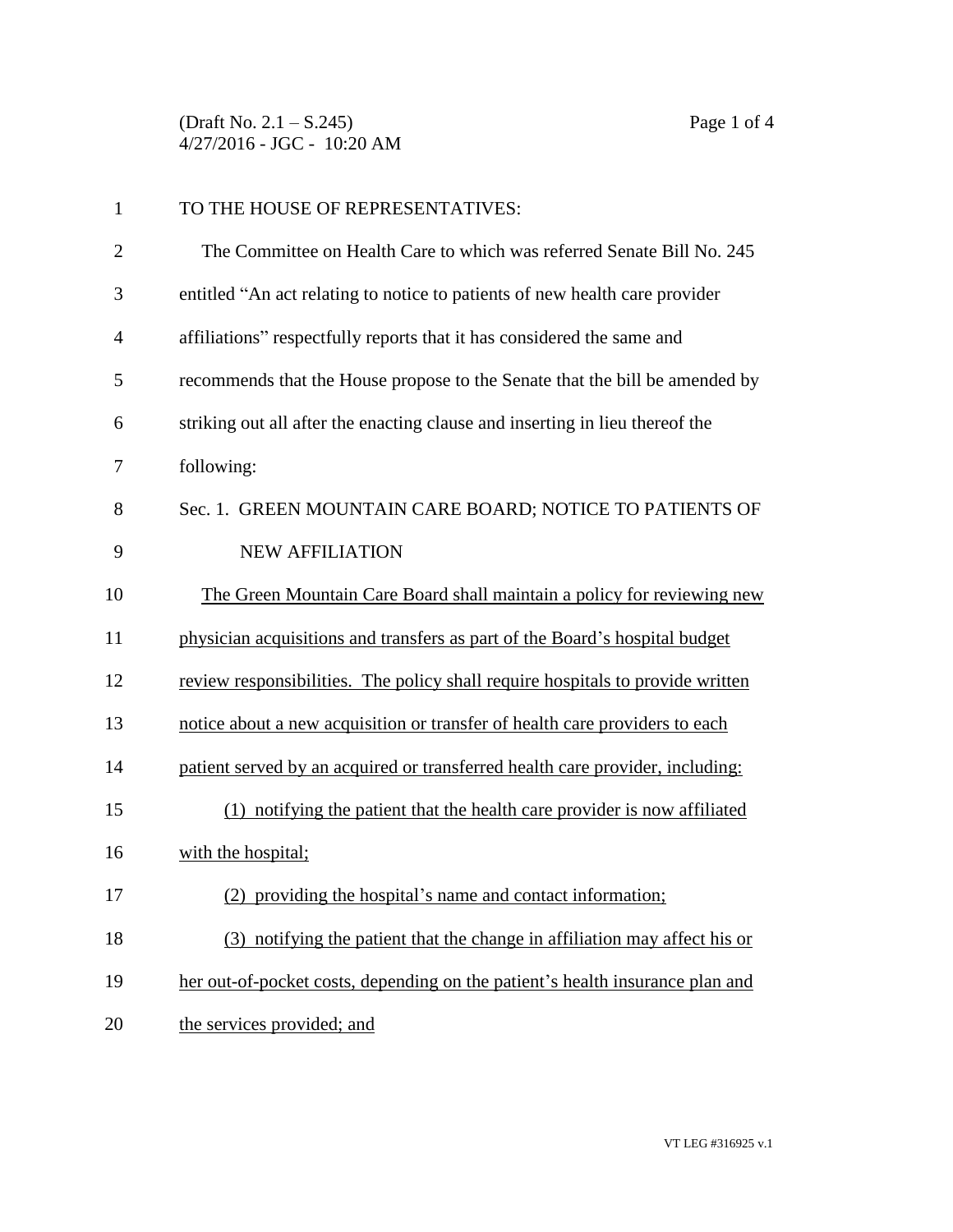TO THE HOUSE OF REPRESENTATIVES:

The Committee on Health Care to which was referred Senate Bill No. 245 entitled "An act relating to notice to patients of new health care provider affiliations" respectfully reports that it has considered the same and recommends that the House propose to the Senate that the bill be amended by striking out all after the enacting clause and inserting in lieu thereof the following:

Sec. 1. GREEN MOUNTAIN CARE BOARD; NOTICE TO PATIENTS OF NEW AFFILIATION

The Green Mountain Care Board shall maintain a policy for reviewing new physician acquisitions and transfers as part of the Board's hospital budget review responsibilities. The policy shall require hospitals to provide written notice about a new acquisition or transfer of health care providers to each patient served by an acquired or transferred health care provider, including:

(1) notifying the patient that the health care provider is now affiliated with the hospital;

(2) providing the hospital's name and contact information;

(3) notifying the patient that the change in affiliation may affect his or her out-of-pocket costs, depending on the patient's health insurance plan and the services provided; and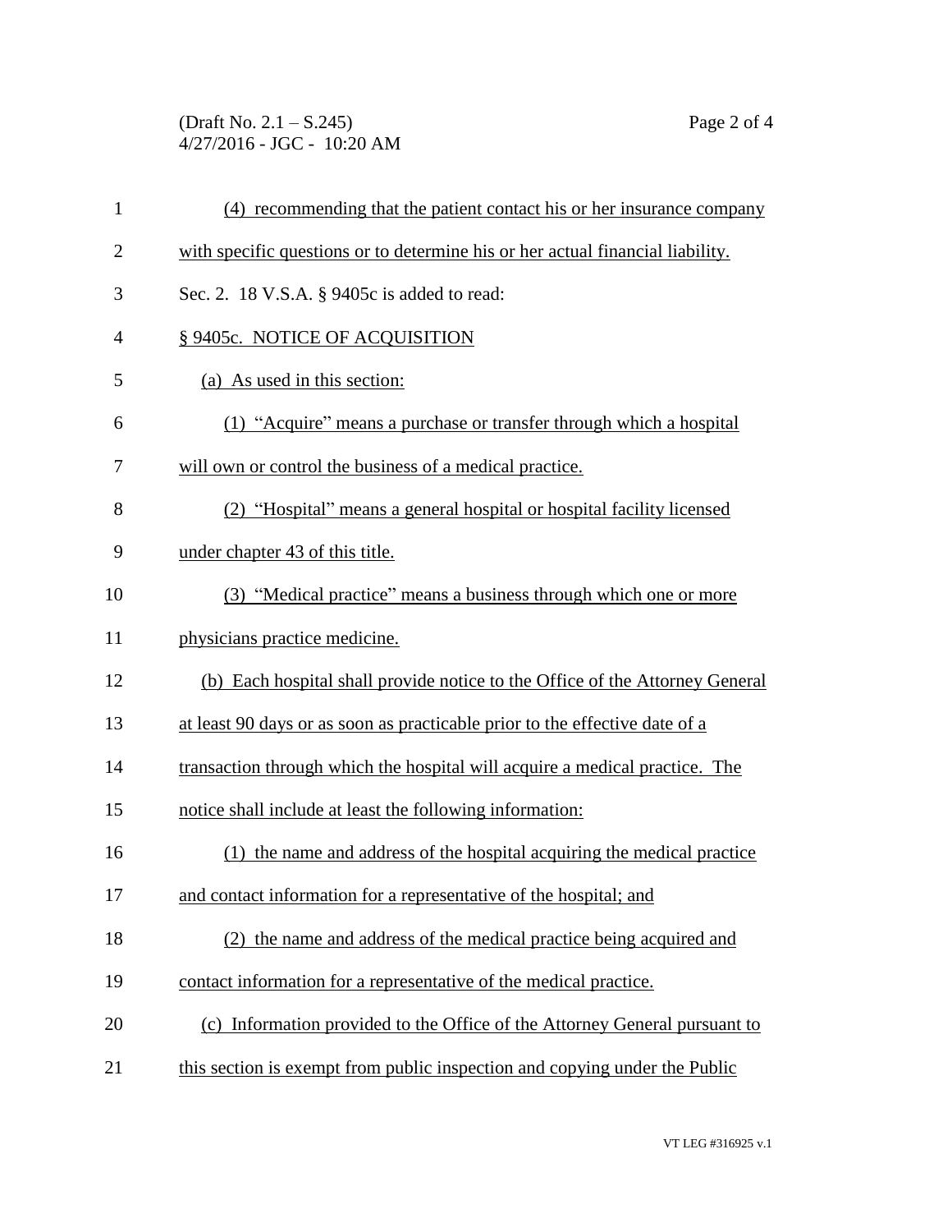(4) recommending that the patient contact his or her insurance company with specific questions or to determine his or her actual financial liability.

Sec. 2. 18 V.S.A. § 9405c is added to read:

§ 9405c. NOTICE OF ACQUISITION

(a) As used in this section:

(1) "Acquire" means a purchase or transfer through which a hospital will own or control the business of a medical practice.

(2) "Hospital" means a general hospital or hospital facility licensed under chapter 43 of this title.

(3) "Medical practice" means a business through which one or more physicians practice medicine.

(b) Each hospital shall provide notice to the Office of the Attorney General at least 90 days or as soon as practicable prior to the effective date of a transaction through which the hospital will acquire a medical practice. The notice shall include at least the following information:

(1) the name and address of the hospital acquiring the medical practice and contact information for a representative of the hospital; and

(2) the name and address of the medical practice being acquired and contact information for a representative of the medical practice.

(c) Information provided to the Office of the Attorney General pursuant to this section is exempt from public inspection and copying under the Public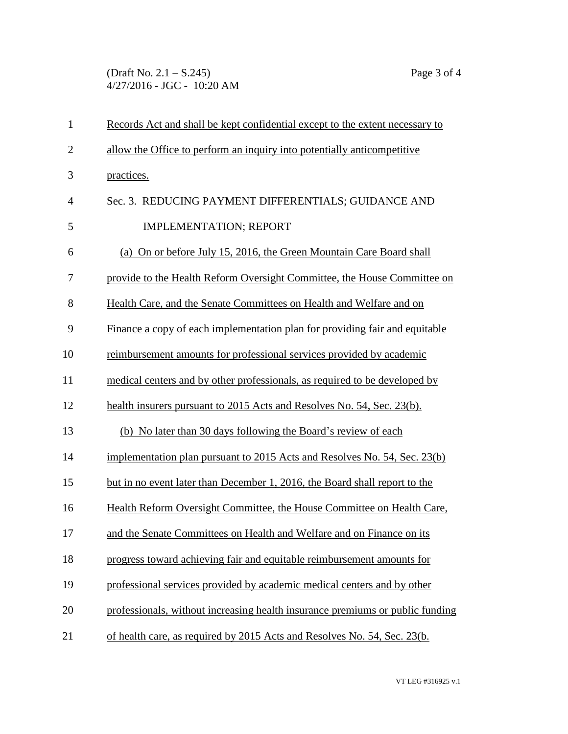Records Act and shall be kept confidential except to the extent necessary to allow the Office to perform an inquiry into potentially anticompetitive practices.

Sec. 3. REDUCING PAYMENT DIFFERENTIALS; GUIDANCE AND IMPLEMENTATION; REPORT

(a) On or before July 15, 2016, the Green Mountain Care Board shall provide to the Health Reform Oversight Committee, the House Committee on Health Care, and the Senate Committees on Health and Welfare and on Finance a copy of each implementation plan for providing fair and equitable reimbursement amounts for professional services provided by academic medical centers and by other professionals, as required to be developed by health insurers pursuant to 2015 Acts and Resolves No. 54, Sec. 23(b).

(b) No later than 30 days following the Board's review of each implementation plan pursuant to 2015 Acts and Resolves No. 54, Sec. 23(b) but in no event later than December 1, 2016, the Board shall report to the Health Reform Oversight Committee, the House Committee on Health Care, and the Senate Committees on Health and Welfare and on Finance on its progress toward achieving fair and equitable reimbursement amounts for professional services provided by academic medical centers and by other professionals, without increasing health insurance premiums or public funding of health care, as required by 2015 Acts and Resolves No. 54, Sec. 23(b.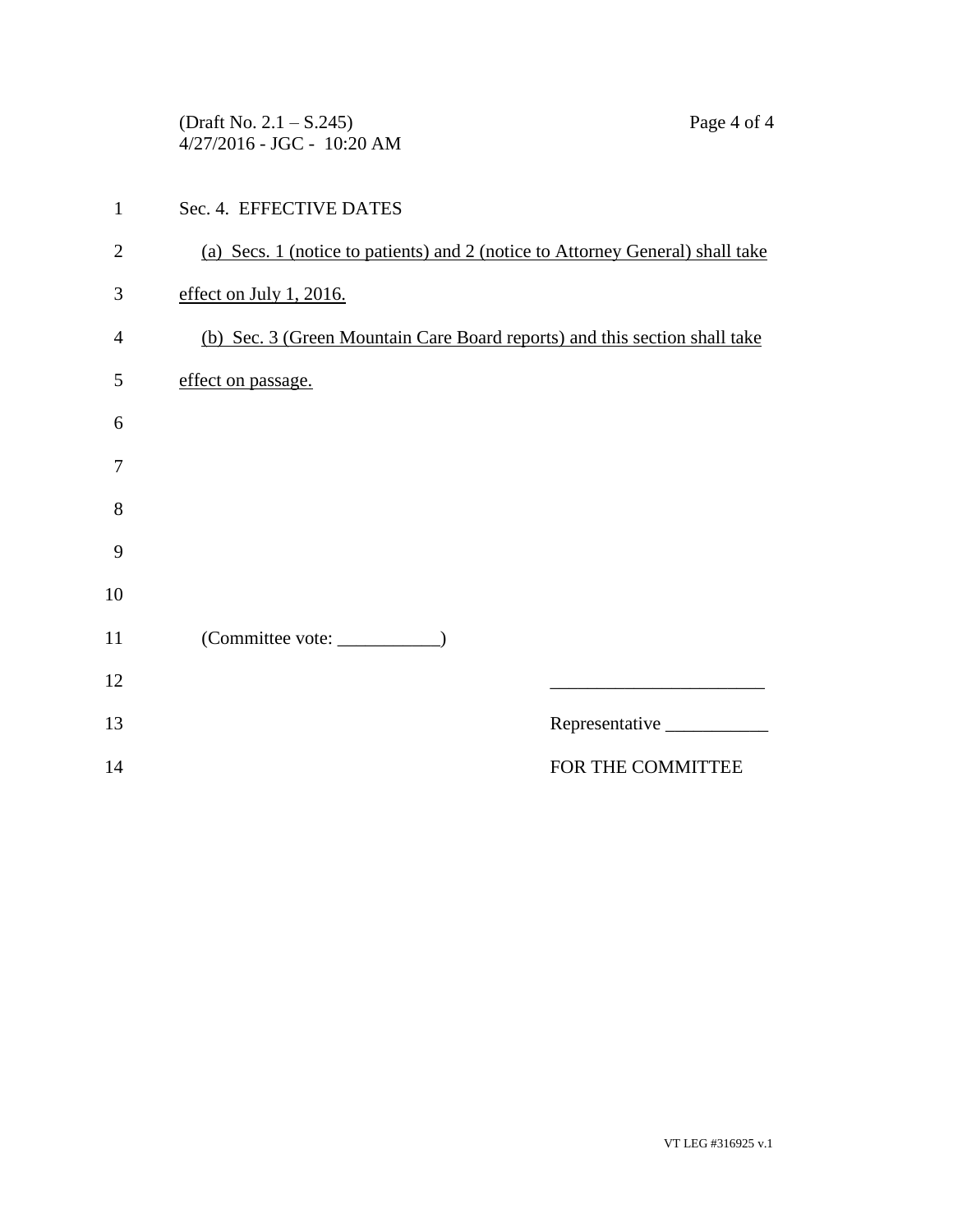Sec. 4. EFFECTIVE DATES

(a) Secs. 1 (notice to patients) and 2 (notice to Attorney General) shall take effect on July 1, 2016.

(b) Sec. 3 (Green Mountain Care Board reports) and this section shall take effect on passage.

(Committee vote: ___________)

_______________________

Representative ___________

FOR THE COMMITTEE